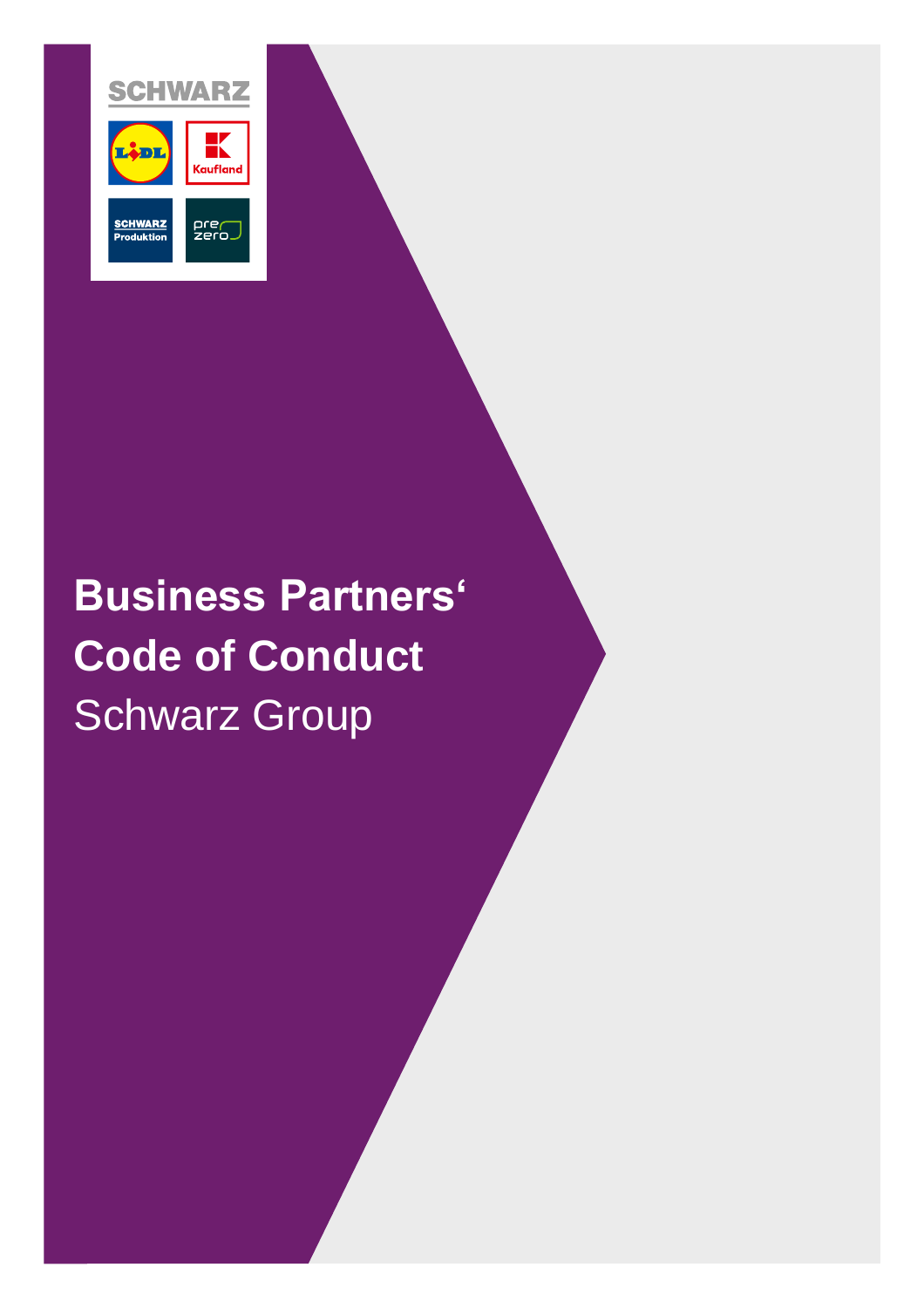# Business Partners' Code of Conduct

Schwarz Group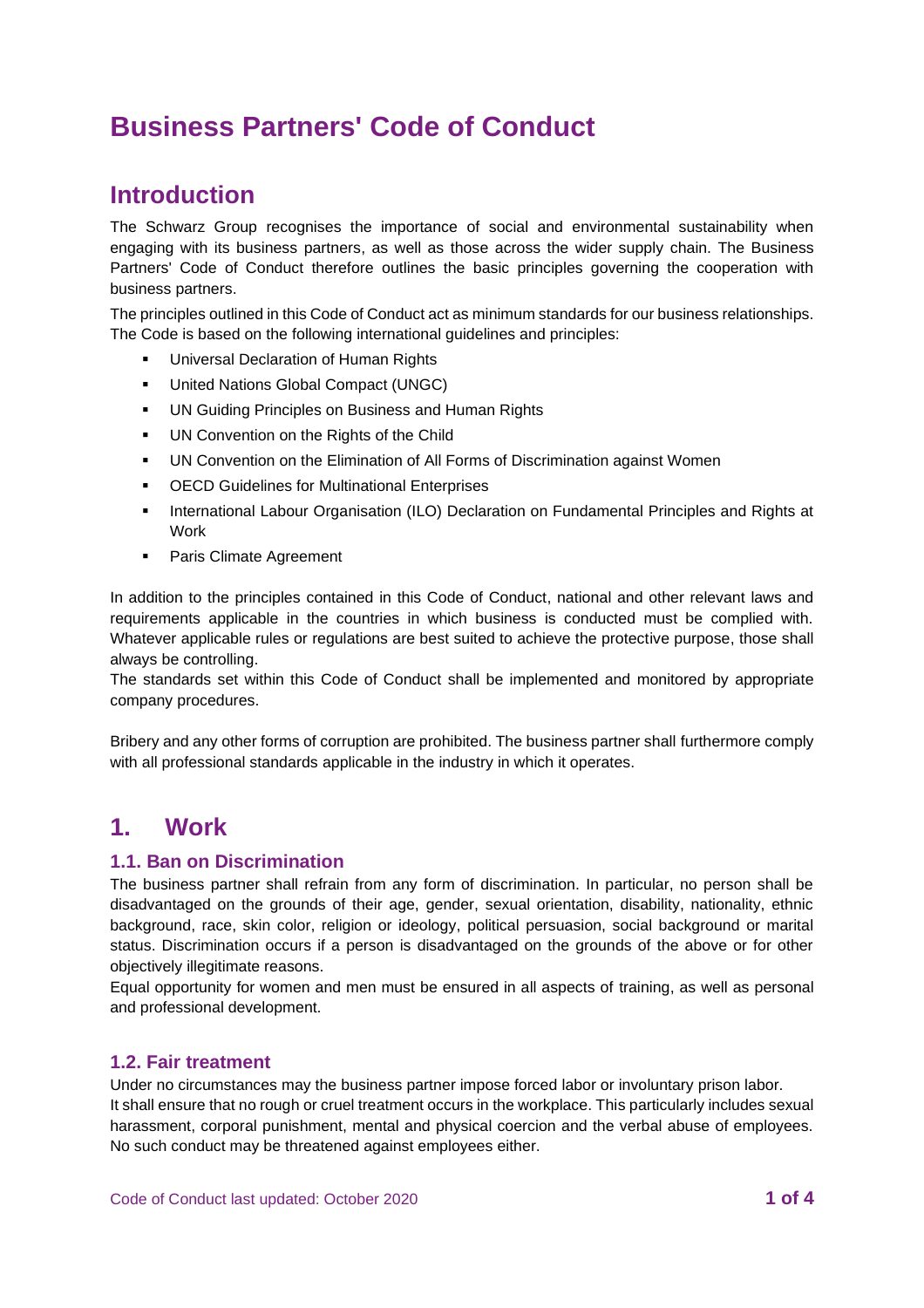# Business Partners' Code of Conduct

## Introduction

The Schwarz Group recognises the importance of social and environmental sustainability when engaging with its business partners, as well as those across the wider supply chain. The Business Partners' Code of Conduct therefore outlines the basic principles governing the cooperation with business partners.

The principles outlined in this Code of Conduct act as minimum standards for our business relationships. The Code is based on the following international guidelines and principles:

- Universal Declaration of Human Rights
- United Nations Global Compact (UNGC)
- UN Guiding Principles on Business and Human Rights
- UN Convention on the Rights of the Child
- UN Convention on the Elimination of All Forms of Discrimination against Women
- OECD Guidelines for Multinational Enterprises
- International Labour Organisation (ILO) Declaration on Fundamental Principles and Rights at Work
- Paris Climate Agreement

In addition to the principles contained in this Code of Conduct, national and other relevant laws and requirements applicable in the countries in which business is conducted must be complied with. Whatever applicable rules or regulations are best suited to achieve the protective purpose, those shall always be controlling.

The standards set within this Code of Conduct shall be implemented and monitored by appropriate company procedures.

Bribery and any other forms of corruption are prohibited. The business partner shall furthermore comply with all professional standards applicable in the industry in which it operates.

## 1. Work

### 1.1. Ban on Discrimination

The business partner shall refrain from any form of discrimination. In particular, no person shall be disadvantaged on the grounds of their age, gender, sexual orientation, disability, nationality, ethnic background, race, skin color, religion or ideology, political persuasion, social background or marital status. Discrimination occurs if a person is disadvantaged on the grounds of the above or for other objectively illegitimate reasons.

Equal opportunity for women and men must be ensured in all aspects of training, as well as personal and professional development.

### 1.2. Fair treatment

Under no circumstances may the business partner impose forced labor or involuntary prison labor.

It shall ensure that no rough or cruel treatment occurs in the workplace. This particularly includes sexual harassment, corporal punishment, mental and physical coercion and the verbal abuse of employees. No such conduct may be threatened against employees either.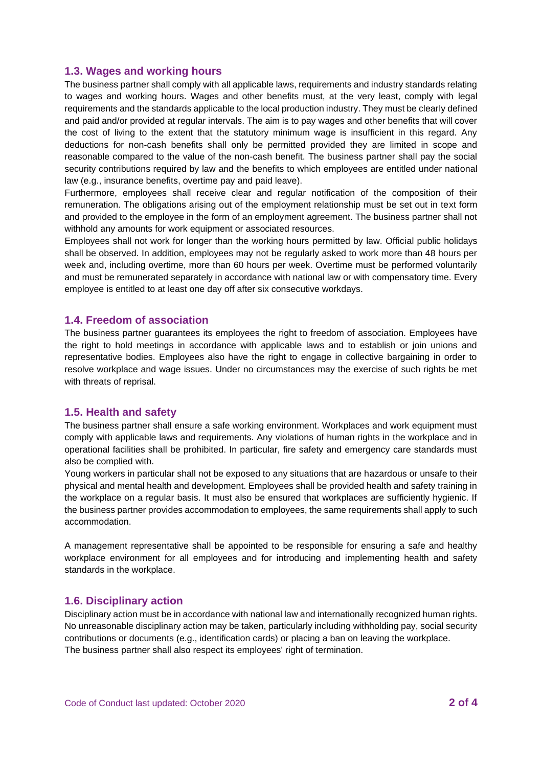### 1.3. Wages and working hours

The business partner shall comply with all applicable laws, requirements and industry standards relating to wages and working hours. Wages and other benefits must, at the very least, comply with legal requirements and the standards applicable to the local production industry. They must be clearly defined and paid and/or provided at regular intervals. The aim is to pay wages and other benefits that will cover the cost of living to the extent that the statutory minimum wage is insufficient in this regard. Any deductions for non-cash benefits shall only be permitted provided they are limited in scope and reasonable compared to the value of the non-cash benefit. The business partner shall pay the social security contributions required by law and the benefits to which employees are entitled under national law (e.g., insurance benefits, overtime pay and paid leave).

Furthermore, employees shall receive clear and regular notification of the composition of their remuneration. The obligations arising out of the employment relationship must be set out in text form and provided to the employee in the form of an employment agreement. The business partner shall not withhold any amounts for work equipment or associated resources.

Employees shall not work for longer than the working hours permitted by law. Official public holidays shall be observed. In addition, employees may not be regularly asked to work more than 48 hours per week and, including overtime, more than 60 hours per week. Overtime must be performed voluntarily and must be remunerated separately in accordance with national law or with compensatory time. Every employee is entitled to at least one day off after six consecutive workdays.

### 1.4. Freedom of association

The business partner guarantees its employees the right to freedom of association. Employees have the right to hold meetings in accordance with applicable laws and to establish or join unions and representative bodies. Employees also have the right to engage in collective bargaining in order to resolve workplace and wage issues. Under no circumstances may the exercise of such rights be met with threats of reprisal.

### 1.5. Health and safety

The business partner shall ensure a safe working environment. Workplaces and work equipment must comply with applicable laws and requirements. Any violations of human rights in the workplace and in operational facilities shall be prohibited. In particular, fire safety and emergency care standards must also be complied with.

Young workers in particular shall not be exposed to any situations that are hazardous or unsafe to their physical and mental health and development. Employees shall be provided health and safety training in the workplace on a regular basis. It must also be ensured that workplaces are sufficiently hygienic. If the business partner provides accommodation to employees, the same requirements shall apply to such accommodation.

A management representative shall be appointed to be responsible for ensuring a safe and healthy workplace environment for all employees and for introducing and implementing health and safety standards in the workplace.

### 1.6. Disciplinary action

Disciplinary action must be in accordance with national law and internationally recognized human rights. No unreasonable disciplinary action may be taken, particularly including withholding pay, social security contributions or documents (e.g., identification cards) or placing a ban on leaving the workplace.
The business partner shall also respect its employees' right of termination.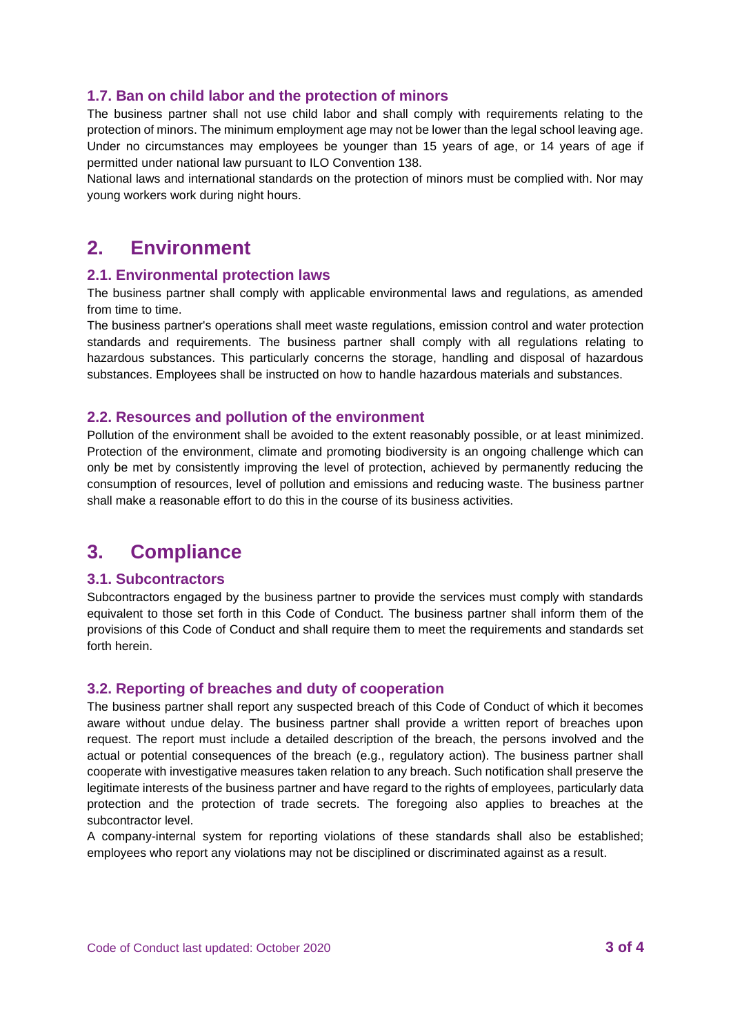### 1.7. Ban on child labor and the protection of minors

The business partner shall not use child labor and shall comply with requirements relating to the protection of minors. The minimum employment age may not be lower than the legal school leaving age. Under no circumstances may employees be younger than 15 years of age, or 14 years of age if permitted under national law pursuant to ILO Convention 138.

National laws and international standards on the protection of minors must be complied with. Nor may young workers work during night hours.

## 2. Environment

### 2.1. Environmental protection laws

The business partner shall comply with applicable environmental laws and regulations, as amended from time to time.

The business partner's operations shall meet waste regulations, emission control and water protection standards and requirements. The business partner shall comply with all regulations relating to hazardous substances. This particularly concerns the storage, handling and disposal of hazardous substances. Employees shall be instructed on how to handle hazardous materials and substances.

### 2.2. Resources and pollution of the environment

Pollution of the environment shall be avoided to the extent reasonably possible, or at least minimized. Protection of the environment, climate and promoting biodiversity is an ongoing challenge which can only be met by consistently improving the level of protection, achieved by permanently reducing the consumption of resources, level of pollution and emissions and reducing waste. The business partner shall make a reasonable effort to do this in the course of its business activities.

## 3. Compliance

### 3.1. Subcontractors

Subcontractors engaged by the business partner to provide the services must comply with standards equivalent to those set forth in this Code of Conduct. The business partner shall inform them of the provisions of this Code of Conduct and shall require them to meet the requirements and standards set forth herein.

### 3.2. Reporting of breaches and duty of cooperation

The business partner shall report any suspected breach of this Code of Conduct of which it becomes aware without undue delay. The business partner shall provide a written report of breaches upon request. The report must include a detailed description of the breach, the persons involved and the actual or potential consequences of the breach (e.g., regulatory action). The business partner shall cooperate with investigative measures taken relation to any breach. Such notification shall preserve the legitimate interests of the business partner and have regard to the rights of employees, particularly data protection and the protection of trade secrets. The foregoing also applies to breaches at the subcontractor level.

A company-internal system for reporting violations of these standards shall also be established; employees who report any violations may not be disciplined or discriminated against as a result.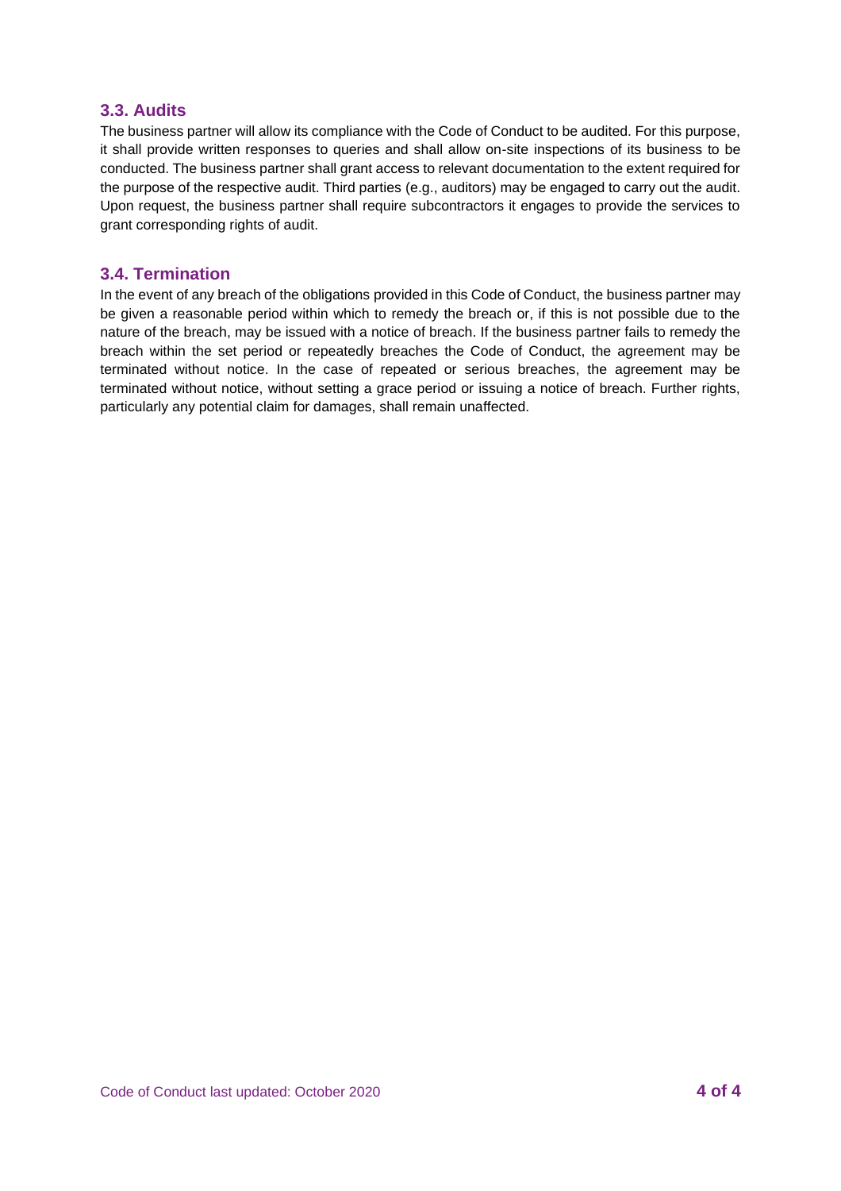### 3.3. Audits

The business partner will allow its compliance with the Code of Conduct to be audited. For this purpose, it shall provide written responses to queries and shall allow on-site inspections of its business to be conducted. The business partner shall grant access to relevant documentation to the extent required for the purpose of the respective audit. Third parties (e.g., auditors) may be engaged to carry out the audit. Upon request, the business partner shall require subcontractors it engages to provide the services to grant corresponding rights of audit.

### 3.4. Termination

In the event of any breach of the obligations provided in this Code of Conduct, the business partner may be given a reasonable period within which to remedy the breach or, if this is not possible due to the nature of the breach, may be issued with a notice of breach. If the business partner fails to remedy the breach within the set period or repeatedly breaches the Code of Conduct, the agreement may be terminated without notice. In the case of repeated or serious breaches, the agreement may be terminated without notice, without setting a grace period or issuing a notice of breach. Further rights, particularly any potential claim for damages, shall remain unaffected.